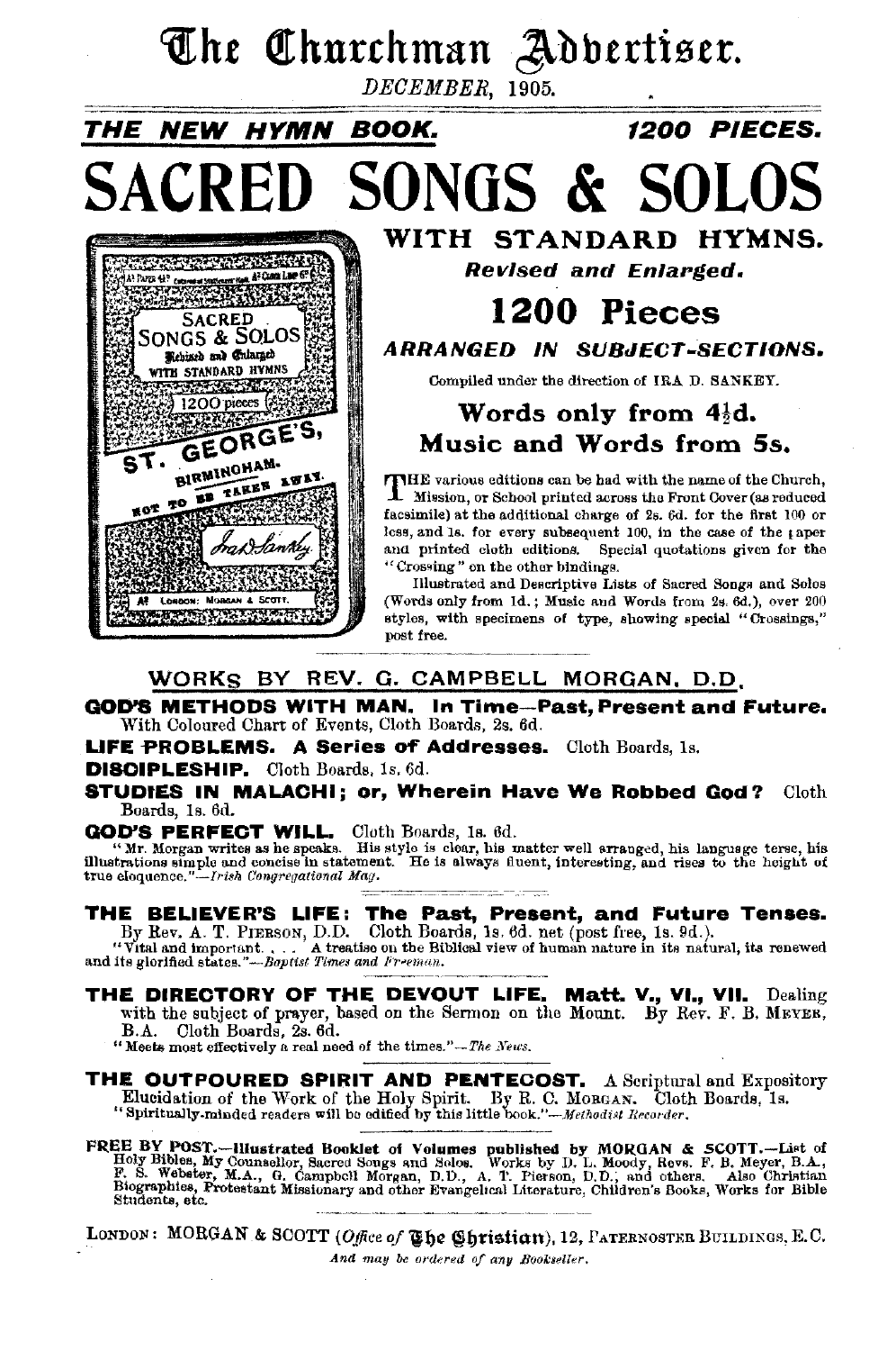# The Churchman Advertiser.

*DECEMBER*, 1905.

**THE NEW HYMN BOOK.** **1200 PIECES.**

# SACRED SONGS & SOLOS

## WITH STANDARD HYMNS.

***Revised and Enlarged.***

## 1200 Pieces

***ARRANGED IN SUBJECT-SECTIONS.***

Compiled under the direction of IRA D. SANKEY.

**Words only from 4½d.**
**Music and Words from 5s.**

THE various editions can be had with the name of the Church, Mission, or School printed across the Front Cover (as reduced facsimile) at the additional charge of 2s. 6d. for the first 100 or less, and 1s. for every subsequent 100, in the case of the paper and printed cloth editions. Special quotations given for the "Crossing" on the other bindings.

Illustrated and Descriptive Lists of Sacred Songs and Solos (Words only from 1d.; Music and Words from 2s. 6d.), over 200 styles, with specimens of type, showing special "Crossings," post free.

## WORKS BY REV. G. CAMPBELL MORGAN, D.D.

**GOD'S METHODS WITH MAN. In Time—Past, Present and Future.** With Coloured Chart of Events, Cloth Boards, 2s. 6d.

**LIFE PROBLEMS. A Series of Addresses.** Cloth Boards, 1s.

**DISCIPLESHIP.** Cloth Boards, 1s. 6d.

**STUDIES IN MALACHI; or, Wherein Have We Robbed God?** Cloth Boards, 1s. 6d.

**GOD'S PERFECT WILL.** Cloth Boards, 1s. 6d.

"Mr. Morgan writes as he speaks. His style is clear, his matter well arranged, his language terse, his illustrations simple and concise in statement. He is always fluent, interesting, and rises to the height of true eloquence."—*Irish Congregational Mag.*

**THE BELIEVER'S LIFE: The Past, Present, and Future Tenses.** By Rev. A. T. PIERSON, D.D. Cloth Boards, 1s. 6d. net (post free, 1s. 9d.).

"Vital and important. . . . A treatise on the Biblical view of human nature in its natural, its renewed and its glorified states."—*Baptist Times and Freeman.*

**THE DIRECTORY OF THE DEVOUT LIFE. Matt. V., VI., VII.** Dealing with the subject of prayer, based on the Sermon on the Mount. By Rev. F. B. MEYER, B.A. Cloth Boards, 2s. 6d.

"Meets most effectively a real need of the times."—*The News.*

**THE OUTPOURED SPIRIT AND PENTECOST.** A Scriptural and Expository Elucidation of the Work of the Holy Spirit. By R. C. MORGAN. Cloth Boards, 1s.

"Spiritually-minded readers will be edified by this little book."—*Methodist Recorder.*

**FREE BY POST.—Illustrated Booklet of Volumes published by MORGAN & SCOTT.—List of** Holy Bibles, My Counsellor, Sacred Songs and Solos. Works by D. L. Moody, Revs. F. B. Meyer, B.A., F. S. Webster, M.A., G. Campbell Morgan, D.D., A. T. Pierson, D.D., and others. Also Christian Biographies, Protestant Missionary and other Evangelical Literature, Children's Books, Works for Bible Students, etc.

LONDON: MORGAN & SCOTT (*Office of The Christian*), 12, PATERNOSTER BUILDINGS, E.C.

*And may be ordered of any Bookseller.*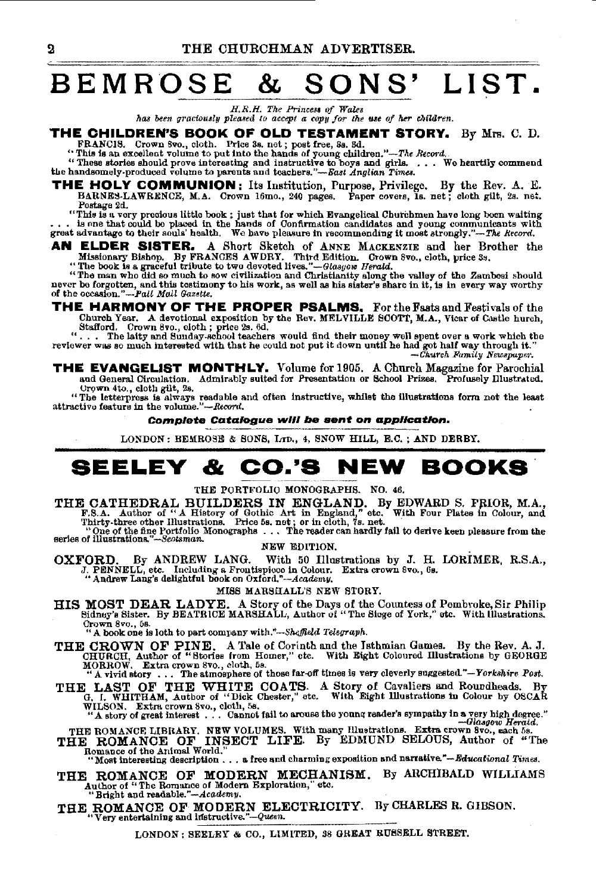# BEMROSE & SONS' LIST.

*H.R.H. The Princess of Wales has been graciously pleased to accept a copy for the use of her children.*

**THE CHILDREN'S BOOK OF OLD TESTAMENT STORY.** By Mrs. C. D. FRANCIS. Crown 8vo., cloth. Price 3s. net; post free, 3s. 3d.

"This is an excellent volume to put into the hands of young children."—*The Record.*

"These stories should prove interesting and instructive to boys and girls. . . . We heartily commend the handsomely-produced volume to parents and teachers."—*East Anglian Times.*

**THE HOLY COMMUNION**: Its Institution, Purpose, Privilege. By the Rev. A. E. BARNES-LAWRENCE, M.A. Crown 16mo., 240 pages. Paper covers, 1s. net; cloth gilt, 2s. net. Postage 2d.

"This is a very precious little book; just that for which Evangelical Churchmen have long been waiting . . . is one that could be placed in the hands of Confirmation candidates and young communicants with great advantage to their souls' health. We have pleasure in recommending it most strongly."—*The Record.*

**AN ELDER SISTER.** A Short Sketch of ANNE MACKENZIE and her Brother the Missionary Bishop. By FRANCES AWDRY. Third Edition. Crown 8vo., cloth, price 3s.

"The book is a graceful tribute to two devoted lives."—*Glasgow Herald.*

"The man who did so much to sow civilization and Christianity along the valley of the Zambesi should never be forgotten, and this testimony to his work, as well as his sister's share in it, is in every way worthy of the occasion."—*Pall Mall Gazette.*

**THE HARMONY OF THE PROPER PSALMS.** For the Fasts and Festivals of the Church Year. A devotional exposition by the Rev. MELVILLE SCOTT, M.A., Vicar of Castle hurch, Stafford. Crown 8vo., cloth; price 2s. 6d.

". . . The laity and Sunday-school teachers would find their money well spent over a work which the reviewer was so much interested with that he could not put it down until he had got half way through it." —*Church Family Newspaper.*

**THE EVANGELIST MONTHLY.** Volume for 1905. A Church Magazine for Parochial and General Circulation. Admirably suited for Presentation or School Prizes. Profusely Illustrated. Crown 4to., cloth gilt, 2s.

"The letterpress is always readable and often instructive, whilst the illustrations form not the least attractive feature in the volume."—*Record.*

***Complete Catalogue will be sent on application.***

LONDON: BEMROSE & SONS, LTD., 4, SNOW HILL, E.C.; AND DERBY.

---

# SEELEY & CO.'S NEW BOOKS

THE PORTFOLIO MONOGRAPHS. NO. 46.

**THE CATHEDRAL BUILDERS IN ENGLAND.** By EDWARD S. PRIOR, M.A., F.S.A. Author of "A History of Gothic Art in England," etc. With Four Plates in Colour, and Thirty-three other Illustrations. Price 5s. net; or in cloth, 7s. net.

"One of the fine Portfolio Monographs . . . The reader can hardly fail to derive keen pleasure from the series of illustrations."—*Scotsman.*

NEW EDITION.

**OXFORD.** By ANDREW LANG. With 50 Illustrations by J. H. LORIMER, R.S.A., J. PENNELL, etc. Including a Frontispiece in Colour. Extra crown 8vo., 6s.

"Andrew Lang's delightful book on Oxford."—*Academy.*

MISS MARSHALL'S NEW STORY.

**HIS MOST DEAR LADYE.** A Story of the Days of the Countess of Pembroke, Sir Philip Sidney's Sister. By BEATRICE MARSHALL, Author of "The Siege of York," etc. With Illustrations. Crown 8vo., 5s.

"A book one is loth to part company with."—*Sheffield Telegraph.*

**THE CROWN OF PINE.** A Tale of Corinth and the Isthmian Games. By the Rev. A. J. CHURCH, Author of "Stories from Homer," etc. With Eight Coloured Illustrations by GEORGE MORROW. Extra crown 8vo., cloth, 5s.

"A vivid story . . . The atmosphere of those far-off times is very cleverly suggested."—*Yorkshire Post.*

**THE LAST OF THE WHITE COATS.** A Story of Cavaliers and Roundheads. By G. I. WHITHAM, Author of "Dick Chester," etc. With Eight Illustrations in Colour by OSCAR WILSON. Extra crown 8vo., cloth, 5s.

"A story of great interest . . . Cannot fail to arouse the young reader's sympathy in a very high degree." —*Glasgow Herald.*

THE ROMANCE LIBRARY. NEW VOLUMES. With many Illustrations. Extra crown 8vo., each 5s.

**THE ROMANCE OF INSECT LIFE.** By EDMUND SELOUS, Author of "The Romance of the Animal World."

"Most interesting description . . . a free and charming exposition and narrative."—*Educational Times.*

**THE ROMANCE OF MODERN MECHANISM.** By ARCHIBALD WILLIAMS Author of "The Romance of Modern Exploration," etc.

"Bright and readable."—*Academy.*

**THE ROMANCE OF MODERN ELECTRICITY.** By CHARLES R. GIBSON.

"Very entertaining and instructive."—*Queen.*

LONDON: SEELEY & CO., LIMITED, 38 GREAT RUSSELL STREET.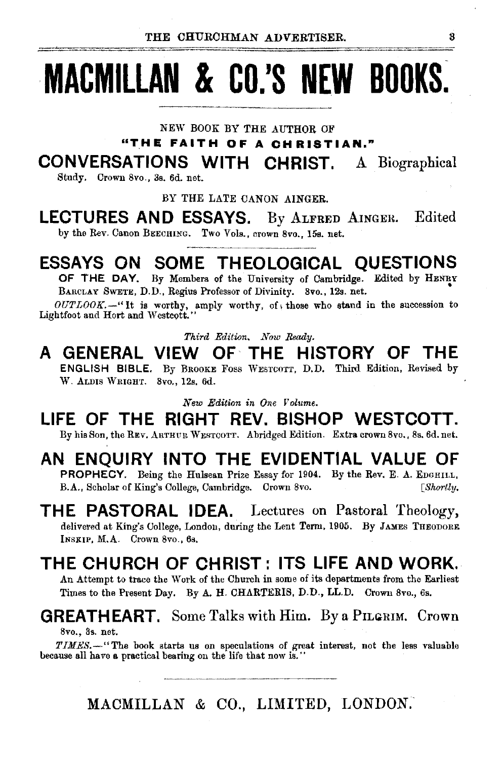# MACMILLAN & CO.'S NEW BOOKS.

NEW BOOK BY THE AUTHOR OF
**"THE FAITH OF A CHRISTIAN."**

## CONVERSATIONS WITH CHRIST. A Biographical Study.

Crown 8vo., 3s. 6d. net.

BY THE LATE CANON AINGER.

## LECTURES AND ESSAYS. By ALFRED AINGER. Edited

by the Rev. Canon BEECHING. Two Vols., crown 8vo., 15s. net.

## ESSAYS ON SOME THEOLOGICAL QUESTIONS OF THE DAY.

By Members of the University of Cambridge. Edited by HENRY BARCLAY SWETE, D.D., Regius Professor of Divinity. 8vo., 12s. net.

*OUTLOOK.*—"It is worthy, amply worthy, of those who stand in the succession to Lightfoot and Hort and Westcott."

*Third Edition. Now Ready.*

## A GENERAL VIEW OF THE HISTORY OF THE ENGLISH BIBLE.

By BROOKE FOSS WESTCOTT, D.D. Third Edition, Revised by W. ALDIS WRIGHT. 8vo., 12s. 6d.

*New Edition in One Volume.*

## LIFE OF THE RIGHT REV. BISHOP WESTCOTT.

By his Son, the REV. ARTHUR WESTCOTT. Abridged Edition. Extra crown 8vo., 8s. 6d. net.

## AN ENQUIRY INTO THE EVIDENTIAL VALUE OF PROPHECY.

Being the Hulsean Prize Essay for 1904. By the Rev. E. A. EDGHILL, B.A., Scholar of King's College, Cambridge. Crown 8vo. [*Shortly.*

## THE PASTORAL IDEA. Lectures on Pastoral Theology,

delivered at King's College, London, during the Lent Term, 1905. By JAMES THEODORE INSKIP, M.A. Crown 8vo., 6s.

## THE CHURCH OF CHRIST: ITS LIFE AND WORK.

An Attempt to trace the Work of the Church in some of its departments from the Earliest Times to the Present Day. By A. H. CHARTERIS, D.D., LL.D. Crown 8vo., 6s.

## GREATHEART. Some Talks with Him. By a PILGRIM. Crown

8vo., 3s. net.

*TIMES.*—"The book starts us on speculations of great interest, not the less valuable because all have a practical bearing on the life that now is."

MACMILLAN & CO., LIMITED, LONDON.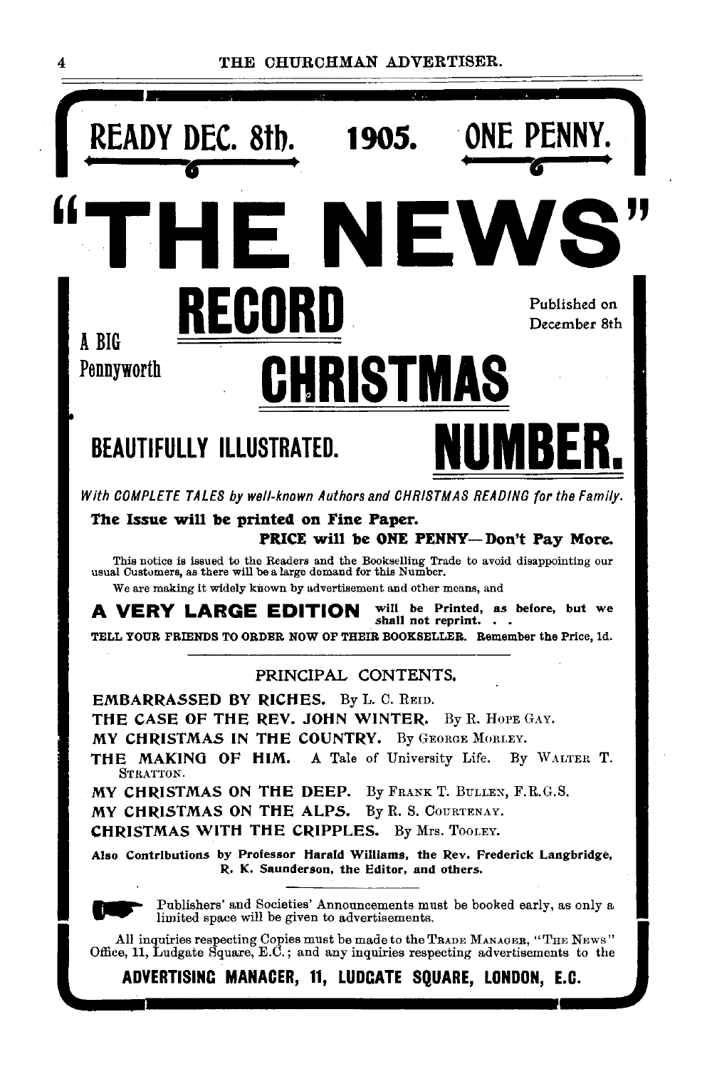**READY DEC. 8th. 1905. ONE PENNY.**

# "THE NEWS"

## RECORD CHRISTMAS NUMBER.

A BIG Pennyworth

Published on December 8th

**BEAUTIFULLY ILLUSTRATED.**

*With COMPLETE TALES by well-known Authors and CHRISTMAS READING for the Family.*

**The Issue will be printed on Fine Paper.**

**PRICE will be ONE PENNY—Don't Pay More.**

This notice is issued to the Readers and the Bookselling Trade to avoid disappointing our usual Customers, as there will be a large demand for this Number.

We are making it widely known by advertisement and other means, and

**A VERY LARGE EDITION** will be Printed, as before, but we shall not reprint. . .

TELL YOUR FRIENDS TO ORDER NOW OF THEIR BOOKSELLER. Remember the Price, 1d.

### PRINCIPAL CONTENTS.

**EMBARRASSED BY RICHES.** By L. C. Reid.

**THE CASE OF THE REV. JOHN WINTER.** By R. Hope Gay.

**MY CHRISTMAS IN THE COUNTRY.** By George Morley.

**THE MAKING OF HIM.** A Tale of University Life. By Walter T. Stratton.

**MY CHRISTMAS ON THE DEEP.** By Frank T. Bullen, F.R.G.S.

**MY CHRISTMAS ON THE ALPS.** By R. S. Courtenay.

**CHRISTMAS WITH THE CRIPPLES.** By Mrs. Tooley.

**Also Contributions by Professor Harald Williams, the Rev. Frederick Langbridge, R. K. Saunderson, the Editor, and others.**

Publishers' and Societies' Announcements must be booked early, as only a limited space will be given to advertisements.

All inquiries respecting Copies must be made to the Trade Manager, "The News" Office, 11, Ludgate Square, E.C.; and any inquiries respecting advertisements to the

**ADVERTISING MANAGER, 11, LUDGATE SQUARE, LONDON, E.C.**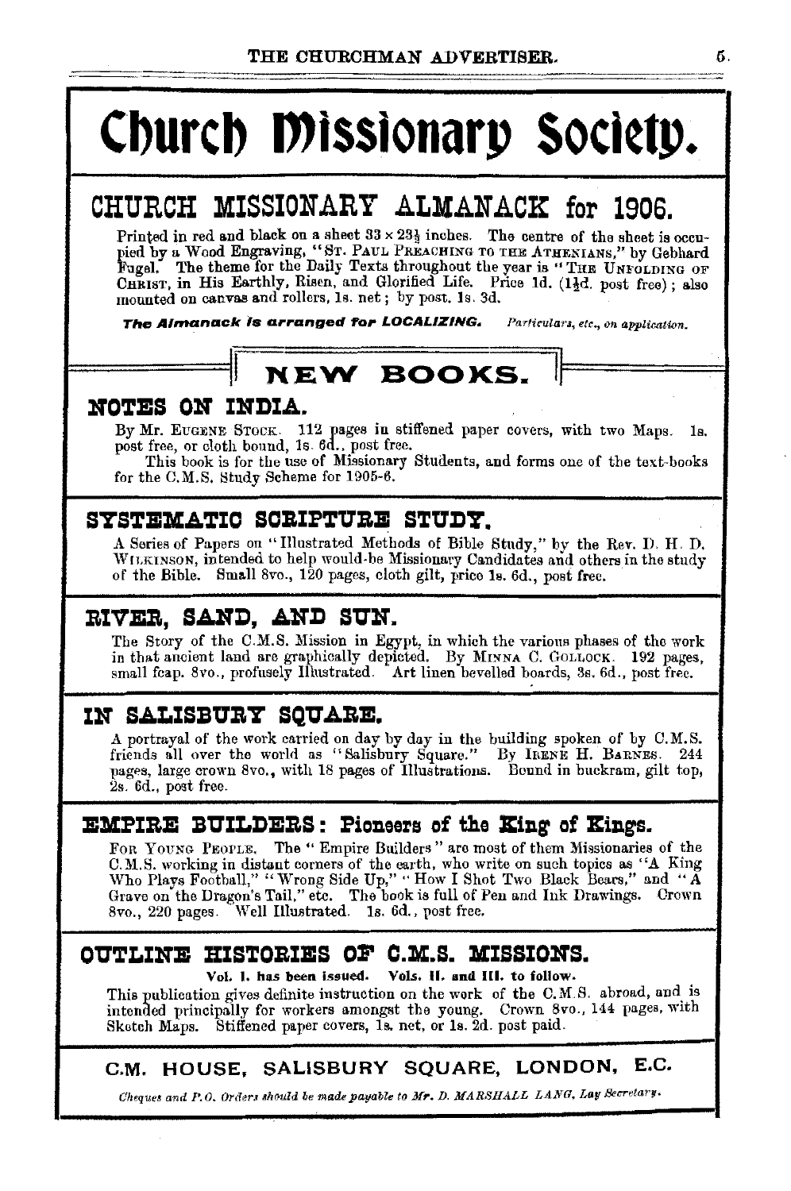# Church Missionary Society.

## CHURCH MISSIONARY ALMANACK for 1906.

Printed in red and black on a sheet 33 × 23½ inches. The centre of the sheet is occupied by a Wood Engraving, "ST. PAUL PREACHING TO THE ATHENIANS," by Gebhard Fugel. The theme for the Daily Texts throughout the year is "THE UNFOLDING OF CHRIST, in His Earthly, Risen, and Glorified Life. Price 1d. (1½d. post free); also mounted on canvas and rollers, 1s. net; by post, 1s. 3d.

***The Almanack is arranged for LOCALIZING.*** *Particulars, etc., on application.*

## NEW BOOKS.

### NOTES ON INDIA.

By Mr. EUGENE STOCK. 112 pages in stiffened paper covers, with two Maps. 1s. post free, or cloth bound, 1s. 6d., post free.

This book is for the use of Missionary Students, and forms one of the text-books for the C.M.S. Study Scheme for 1905-6.

### SYSTEMATIC SCRIPTURE STUDY.

A Series of Papers on "Illustrated Methods of Bible Study," by the Rev. D. H. D. WILKINSON, intended to help would-be Missionary Candidates and others in the study of the Bible. Small 8vo., 120 pages, cloth gilt, price 1s. 6d., post free.

### RIVER, SAND, AND SUN.

The Story of the C.M.S. Mission in Egypt, in which the various phases of the work in that ancient land are graphically depicted. By MINNA C. GOLLOCK. 192 pages, small fcap. 8vo., profusely Illustrated. Art linen bevelled boards, 3s. 6d., post free.

### IN SALISBURY SQUARE.

A portrayal of the work carried on day by day in the building spoken of by C.M.S. friends all over the world as "Salisbury Square." By IRENE H. BARNES. 244 pages, large crown 8vo., with 18 pages of Illustrations. Bound in buckram, gilt top, 2s. 6d., post free.

### EMPIRE BUILDERS: Pioneers of the King of Kings.

FOR YOUNG PEOPLE. The "Empire Builders" are most of them Missionaries of the C.M.S. working in distant corners of the earth, who write on such topics as "A King Who Plays Football," "Wrong Side Up," "How I Shot Two Black Bears," and "A Grave on the Dragon's Tail," etc. The book is full of Pen and Ink Drawings. Crown 8vo., 220 pages. Well Illustrated. 1s. 6d., post free.

### OUTLINE HISTORIES OF C.M.S. MISSIONS.

**Vol. I. has been issued. Vols. II. and III. to follow.**

This publication gives definite instruction on the work of the C.M.S. abroad, and is intended principally for workers amongst the young. Crown 8vo., 144 pages, with Sketch Maps. Stiffened paper covers, 1s. net, or 1s. 2d. post paid.

**C.M. HOUSE, SALISBURY SQUARE, LONDON, E.C.**

*Cheques and P.O. Orders should be made payable to Mr. D. MARSHALL LANG, Lay Secretary.*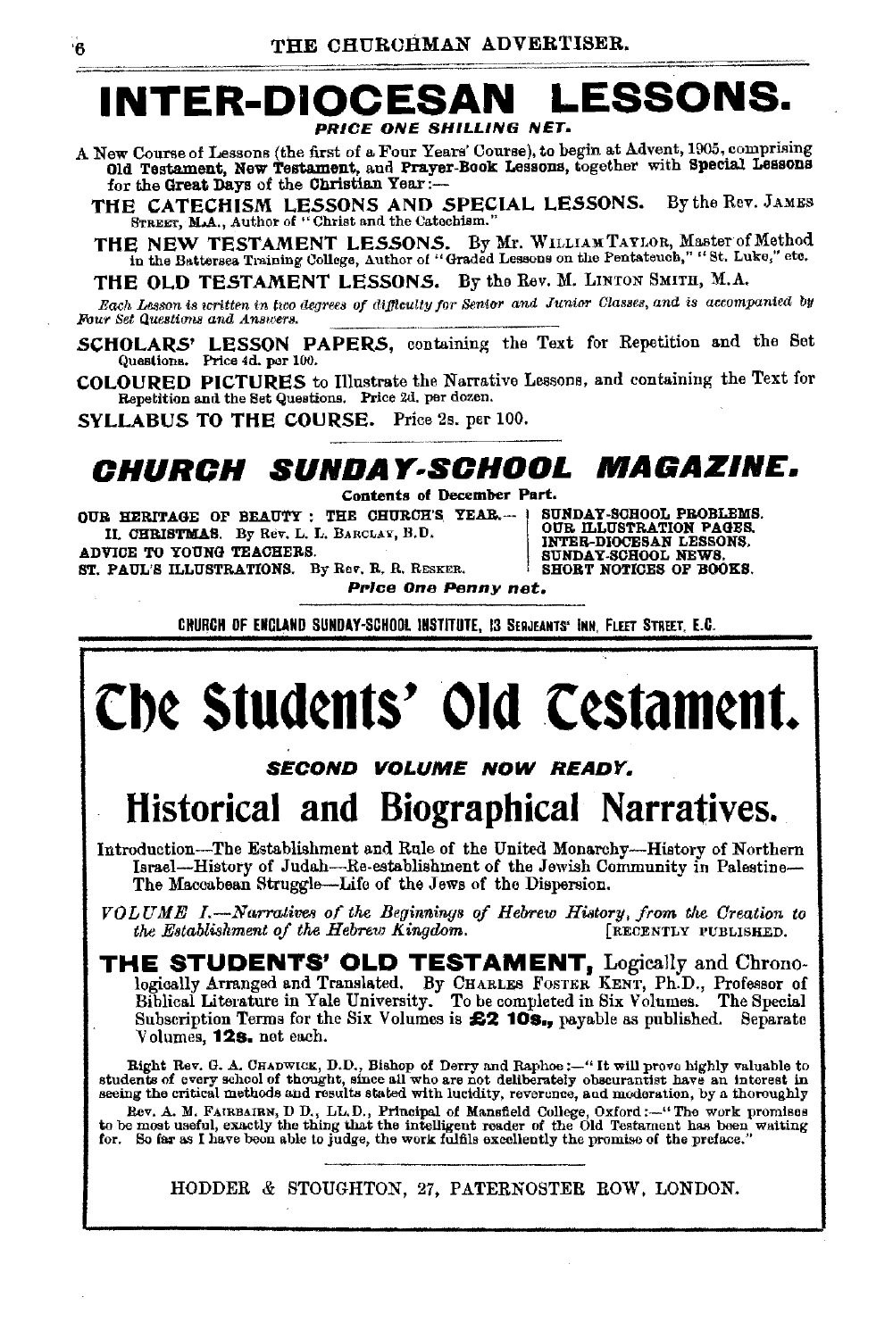# INTER-DIOCESAN LESSONS.

***PRICE ONE SHILLING NET.***

A New Course of Lessons (the first of a Four Years' Course), to begin at Advent, 1905, comprising **Old Testament, New Testament**, and **Prayer-Book Lessons**, together with **Special Lessons** for the **Great Days** of the **Christian Year**:—

**THE CATECHISM LESSONS AND SPECIAL LESSONS.** By the Rev. JAMES STREET, M.A., Author of "Christ and the Catechism."

**THE NEW TESTAMENT LESSONS.** By Mr. WILLIAM TAYLOR, Master of Method in the Battersea Training College, Author of "Graded Lessons on the Pentateuch," "St. Luke," etc.

**THE OLD TESTAMENT LESSONS.** By the Rev. M. LINTON SMITH, M.A.

*Each Lesson is written in two degrees of difficulty for Senior and Junior Classes, and is accompanied by Four Set Questions and Answers.*

**SCHOLARS' LESSON PAPERS,** containing the Text for Repetition and the Set Questions. Price 4d. per 100.

**COLOURED PICTURES** to Illustrate the Narrative Lessons, and containing the Text for Repetition and the Set Questions. Price 2d. per dozen.

**SYLLABUS TO THE COURSE.** Price 2s. per 100.

## *CHURCH SUNDAY-SCHOOL MAGAZINE.*

**Contents of December Part.**

OUR HERITAGE OF BEAUTY: THE CHURCH'S YEAR.—II. CHRISTMAS. By Rev. L. L. BARCLAY, B.D.
ADVICE TO YOUNG TEACHERS.
ST. PAUL'S ILLUSTRATIONS. By Rev. R. R. RESKER.
SUNDAY-SCHOOL PROBLEMS.
OUR ILLUSTRATION PAGES.
INTER-DIOCESAN LESSONS.
SUNDAY-SCHOOL NEWS.
SHORT NOTICES OF BOOKS.

***Price One Penny net.***

CHURCH OF ENGLAND SUNDAY-SCHOOL INSTITUTE, 13 SERJEANTS' INN, FLEET STREET, E.C.

---

# The Students' Old Testament.

***SECOND VOLUME NOW READY.***

## Historical and Biographical Narratives.

Introduction—The Establishment and Rule of the United Monarchy—History of Northern Israel—History of Judah—Re-establishment of the Jewish Community in Palestine—The Maccabean Struggle—Life of the Jews of the Dispersion.

*VOLUME I.—Narratives of the Beginnings of Hebrew History, from the Creation to the Establishment of the Hebrew Kingdom.* [RECENTLY PUBLISHED.

**THE STUDENTS' OLD TESTAMENT,** Logically and Chronologically Arranged and Translated. By CHARLES FOSTER KENT, Ph.D., Professor of Biblical Literature in Yale University. To be completed in Six Volumes. The Special Subscription Terms for the Six Volumes is **£2 10s.,** payable as published. Separate Volumes, **12s.** net each.

Right Rev. G. A. CHADWICK, D.D., Bishop of Derry and Raphoe:—"It will prove highly valuable to students of every school of thought, since all who are not deliberately obscurantist have an interest in seeing the critical methods and results stated with lucidity, reverence, and moderation, by a thoroughly

Rev. A. M. FAIRBAIRN, D.D., LL.D., Principal of Mansfield College, Oxford:—"The work promises to be most useful, exactly the thing that the intelligent reader of the Old Testament has been waiting for. So far as I have been able to judge, the work fulfils excellently the promise of the preface."

HODDER & STOUGHTON, 27, PATERNOSTER ROW, LONDON.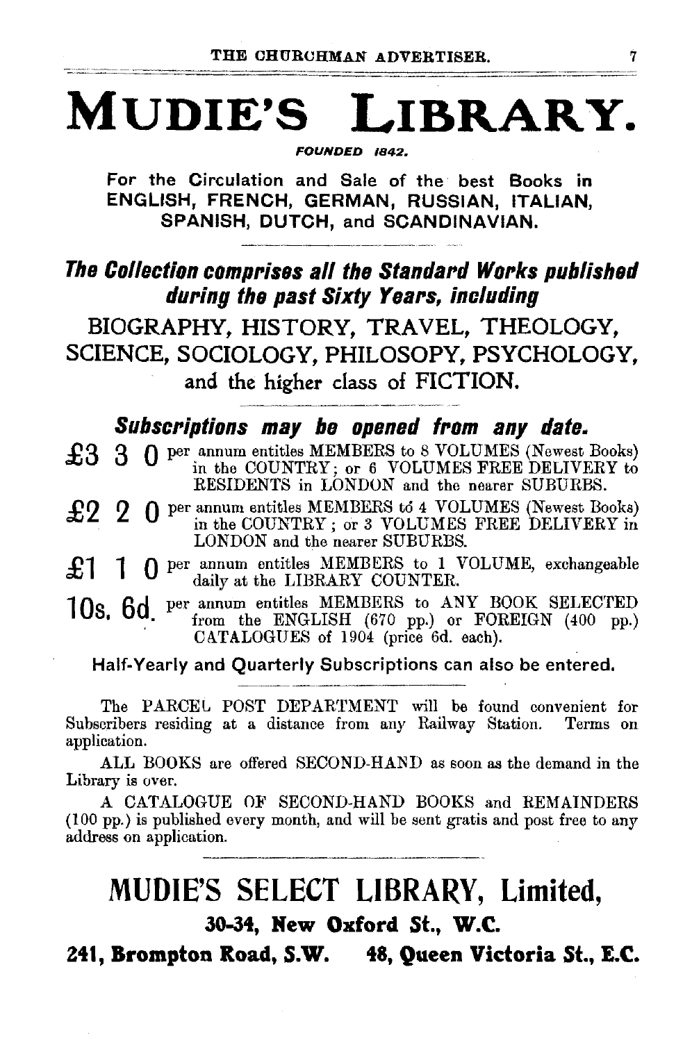# MUDIE'S LIBRARY.

*FOUNDED 1842.*

**For the Circulation and Sale of the best Books in ENGLISH, FRENCH, GERMAN, RUSSIAN, ITALIAN, SPANISH, DUTCH, and SCANDINAVIAN.**

***The Collection comprises all the Standard Works published during the past Sixty Years, including***

BIOGRAPHY, HISTORY, TRAVEL, THEOLOGY, SCIENCE, SOCIOLOGY, PHILOSOPY, PSYCHOLOGY, and the higher class of FICTION.

***Subscriptions may be opened from any date.***

**£3 3 0** per annum entitles MEMBERS to 8 VOLUMES (Newest Books) in the COUNTRY; or 6 VOLUMES FREE DELIVERY to RESIDENTS in LONDON and the nearer SUBURBS.

**£2 2 0** per annum entitles MEMBERS to 4 VOLUMES (Newest Books) in the COUNTRY; or 3 VOLUMES FREE DELIVERY in LONDON and the nearer SUBURBS.

**£1 1 0** per annum entitles MEMBERS to 1 VOLUME, exchangeable daily at the LIBRARY COUNTER.

**10s. 6d.** per annum entitles MEMBERS to ANY BOOK SELECTED from the ENGLISH (670 pp.) or FOREIGN (400 pp.) CATALOGUES of 1904 (price 6d. each).

**Half-Yearly and Quarterly Subscriptions can also be entered.**

The PARCEL POST DEPARTMENT will be found convenient for Subscribers residing at a distance from any Railway Station. Terms on application.

ALL BOOKS are offered SECOND-HAND as soon as the demand in the Library is over.

A CATALOGUE OF SECOND-HAND BOOKS and REMAINDERS (100 pp.) is published every month, and will be sent gratis and post free to any address on application.

## MUDIE'S SELECT LIBRARY, Limited,

**30-34, New Oxford St., W.C.**

**241, Brompton Road, S.W.  48, Queen Victoria St., E.C.**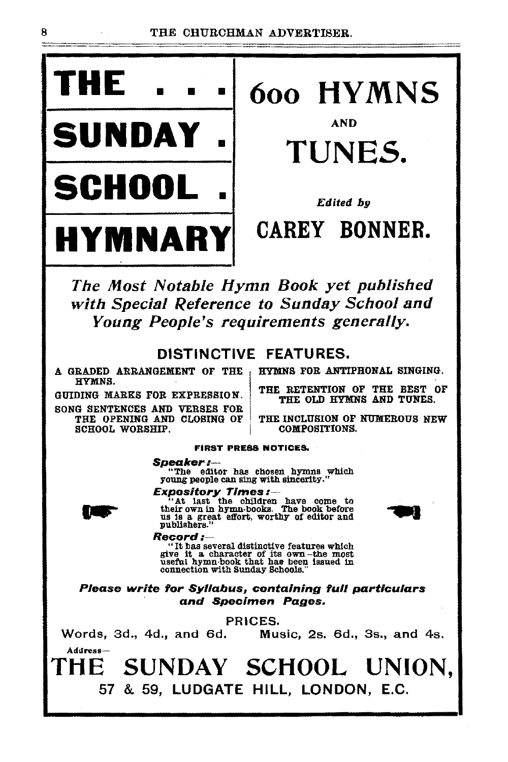# THE . . . SUNDAY . SCHOOL . HYMNARY

# 600 HYMNS AND TUNES.

*Edited by*

## CAREY BONNER.

*The Most Notable Hymn Book yet published with Special Reference to Sunday School and Young People's requirements generally.*

### DISTINCTIVE FEATURES.

- A GRADED ARRANGEMENT OF THE HYMNS.
- GUIDING MARKS FOR EXPRESSION.
- SONG SENTENCES AND VERSES FOR THE OPENING AND CLOSING OF SCHOOL WORSHIP.
- HYMNS FOR ANTIPHONAL SINGING.
- THE RETENTION OF THE BEST OF THE OLD HYMNS AND TUNES.
- THE INCLUSION OF NUMEROUS NEW COMPOSITIONS.

**FIRST PRESS NOTICES.**

***Speaker:—***
"The editor has chosen hymns which young people can sing with sincerity."

***Expository Times:—***
"At last the children have come to their own in hymn-books. The book before us is a great effort, worthy of editor and publishers."

***Record:—***
"It has several distinctive features which give it a character of its own—the most useful hymn-book that has been issued in connection with Sunday Schools."

***Please write for Syllabus, containing full particulars and Specimen Pages.***

PRICES.

Words, 3d., 4d., and 6d. Music, 2s. 6d., 3s., and 4s.

Address—

## THE SUNDAY SCHOOL UNION,

57 & 59, LUDGATE HILL, LONDON, E.C.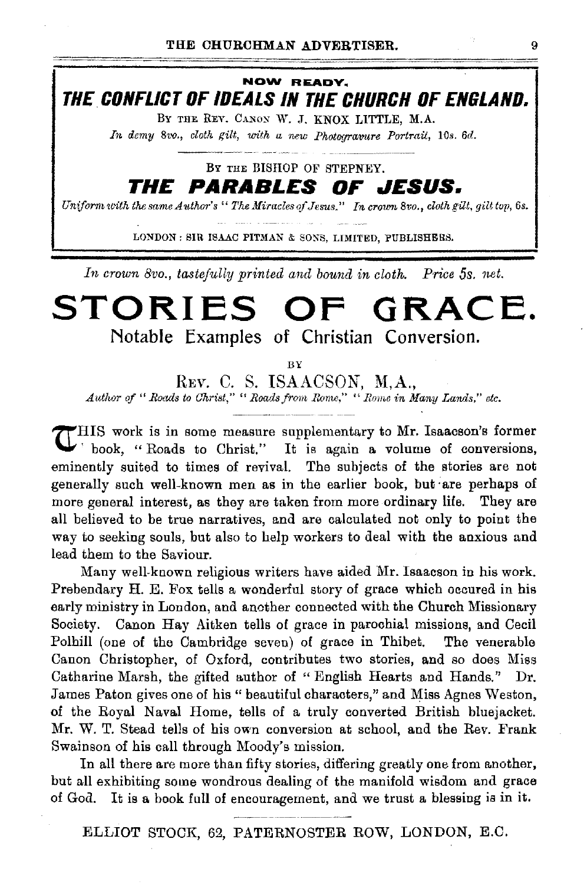**NOW READY.**

## *THE CONFLICT OF IDEALS IN THE CHURCH OF ENGLAND.*

BY THE REV. CANON W. J. KNOX LITTLE, M.A.

*In demy 8vo., cloth gilt, with a new Photogravure Portrait,* 10s. 6d.

BY THE BISHOP OF STEPNEY.

## *THE PARABLES OF JESUS.*

*Uniform with the same Author's "The Miracles of Jesus." In crown 8vo., cloth gilt, gilt top,* 6s.

LONDON: SIR ISAAC PITMAN & SONS, LIMITED, PUBLISHERS.

---

*In crown 8vo., tastefully printed and bound in cloth. Price 5s. net.*

# STORIES OF GRACE.

### Notable Examples of Christian Conversion.

BY

REV. C. S. ISAACSON, M.A.,

*Author of "Roads to Christ," "Roads from Rome," "Rome in Many Lands," etc.*

THIS work is in some measure supplementary to Mr. Isaacson's former book, "Roads to Christ." It is again a volume of conversions, eminently suited to times of revival. The subjects of the stories are not generally such well-known men as in the earlier book, but are perhaps of more general interest, as they are taken from more ordinary life. They are all believed to be true narratives, and are calculated not only to point the way to seeking souls, but also to help workers to deal with the anxious and lead them to the Saviour.

Many well-known religious writers have aided Mr. Isaacson in his work. Prebendary H. E. Fox tells a wonderful story of grace which occured in his early ministry in London, and another connected with the Church Missionary Society. Canon Hay Aitken tells of grace in parochial missions, and Cecil Polhill (one of the Cambridge seven) of grace in Thibet. The venerable Canon Christopher, of Oxford, contributes two stories, and so does Miss Catharine Marsh, the gifted author of "English Hearts and Hands." Dr. James Paton gives one of his "beautiful characters," and Miss Agnes Weston, of the Royal Naval Home, tells of a truly converted British bluejacket. Mr. W. T. Stead tells of his own conversion at school, and the Rev. Frank Swainson of his call through Moody's mission.

In all there are more than fifty stories, differing greatly one from another, but all exhibiting some wondrous dealing of the manifold wisdom and grace of God. It is a book full of encouragement, and we trust a blessing is in it.

ELLIOT STOCK, 62, PATERNOSTER ROW, LONDON, E.C.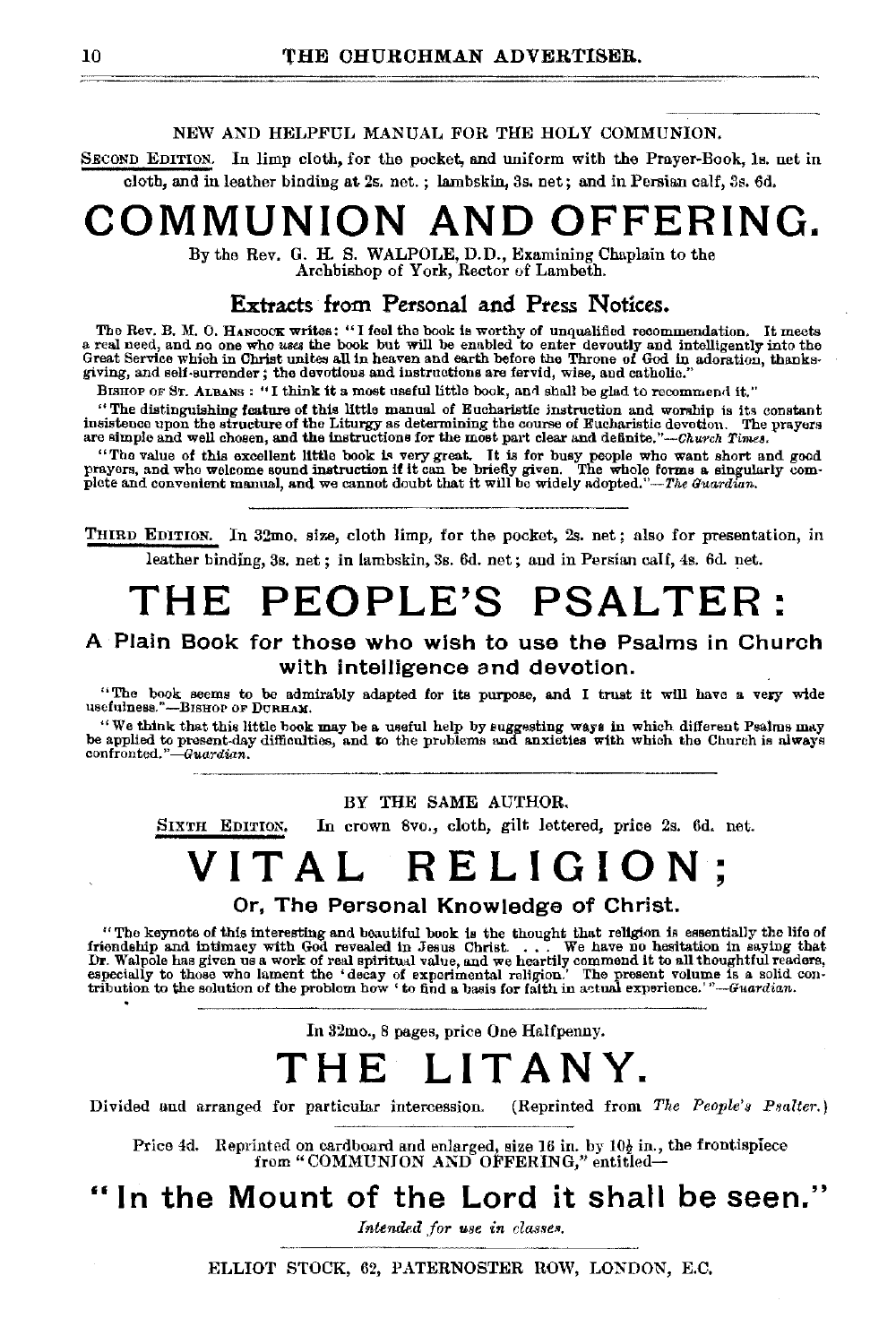NEW AND HELPFUL MANUAL FOR THE HOLY COMMUNION.

SECOND EDITION. In limp cloth, for the pocket, and uniform with the Prayer-Book, 1s. net in cloth, and in leather binding at 2s. net.; lambskin, 3s. net; and in Persian calf, 3s. 6d.

# COMMUNION AND OFFERING.

By the Rev. G. H. S. WALPOLE, D.D., Examining Chaplain to the Archbishop of York, Rector of Lambeth.

## Extracts from Personal and Press Notices.

The Rev. B. M. O. HANCOCK writes: "I feel the book is worthy of unqualified recommendation. It meets a real need, and no one who *uses* the book but will be enabled to enter devoutly and intelligently into the Great Service which in Christ unites all in heaven and earth before the Throne of God in adoration, thanksgiving, and self-surrender; the devotions and instructions are fervid, wise, and catholic."

BISHOP OF ST. ALBANS: "I think it a most useful little book, and shall be glad to recommend it."

"The distinguishing feature of this little manual of Eucharistic instruction and worship is its constant insistence upon the structure of the Liturgy as determining the course of Eucharistic devotion. The prayers are simple and well chosen, and the instructions for the most part clear and definite."—*Church Times.*

"The value of this excellent little book is very great. It is for busy people who want short and good prayers, and who welcome sound instruction if it can be briefly given. The whole forms a singularly complete and convenient manual, and we cannot doubt that it will be widely adopted."—*The Guardian.*

---

THIRD EDITION. In 32mo. size, cloth limp, for the pocket, 2s. net; also for presentation, in leather binding, 3s. net; in lambskin, 3s. 6d. net; and in Persian calf, 4s. 6d. net.

# THE PEOPLE'S PSALTER:

## A Plain Book for those who wish to use the Psalms in Church with intelligence and devotion.

"The book seems to be admirably adapted for its purpose, and I trust it will have a very wide usefulness."—BISHOP OF DURHAM.

"We think that this little book may be a useful help by suggesting ways in which different Psalms may be applied to present-day difficulties, and to the problems and anxieties with which the Church is always confronted."—*Guardian.*

---

BY THE SAME AUTHOR.

SIXTH EDITION. In crown 8vo., cloth, gilt lettered, price 2s. 6d. net.

# VITAL RELIGION;

## Or, The Personal Knowledge of Christ.

"The keynote of this interesting and beautiful book is the thought that religion is essentially the life of friendship and intimacy with God revealed in Jesus Christ. . . . We have no hesitation in saying that Dr. Walpole has given us a work of real spiritual value, and we heartily commend it to all thoughtful readers, especially to those who lament the 'decay of experimental religion.' The present volume is a solid contribution to the solution of the problem how 'to find a basis for faith in actual experience.'"—*Guardian.*

---

In 32mo., 8 pages, price One Halfpenny.

# THE LITANY.

Divided and arranged for particular intercession. (Reprinted from *The People's Psalter.*)

---

Price 4d. Reprinted on cardboard and enlarged, size 16 in. by 10½ in., the frontispiece from "COMMUNION AND OFFERING," entitled—

## "In the Mount of the Lord it shall be seen."

*Intended for use in classes.*

---

ELLIOT STOCK, 62, PATERNOSTER ROW, LONDON, E.C.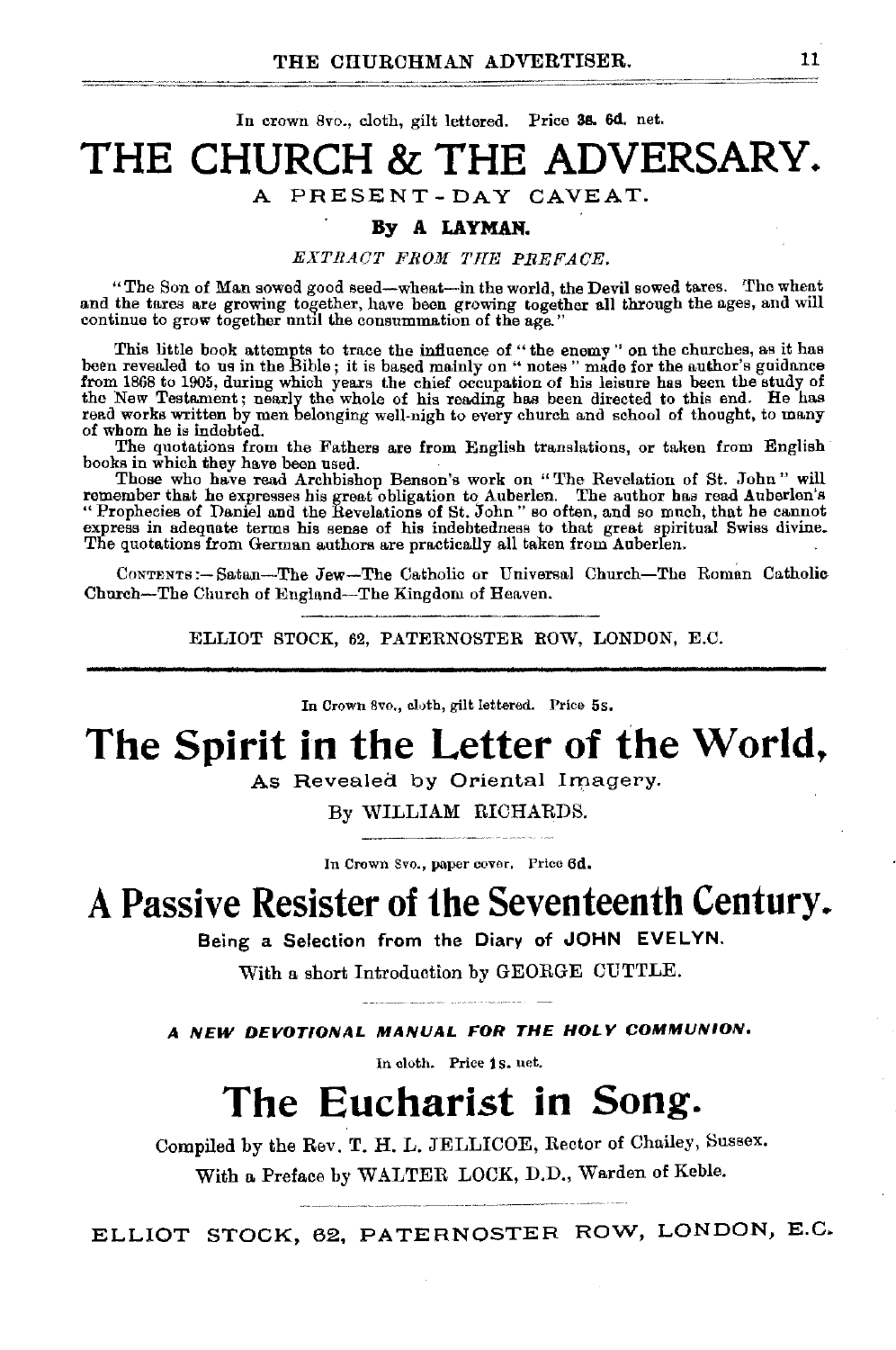In crown 8vo., cloth, gilt lettered. Price **3s. 6d.** net.

# THE CHURCH & THE ADVERSARY.

## A PRESENT-DAY CAVEAT.

**By A LAYMAN.**

*EXTRACT FROM THE PREFACE.*

"The Son of Man sowed good seed—wheat—in the world, the Devil sowed tares. The wheat and the tares are growing together, have been growing together all through the ages, and will continue to grow together until the consummation of the age."

This little book attempts to trace the influence of "the enemy" on the churches, as it has been revealed to us in the Bible; it is based mainly on "notes" made for the author's guidance from 1868 to 1905, during which years the chief occupation of his leisure has been the study of the New Testament; nearly the whole of his reading has been directed to this end. He has read works written by men belonging well-nigh to every church and school of thought, to many of whom he is indebted.

The quotations from the Fathers are from English translations, or taken from English books in which they have been used.

Those who have read Archbishop Benson's work on "The Revelation of St. John" will remember that he expresses his great obligation to Auberlen. The author has read Auberlen's "Prophecies of Daniel and the Revelations of St. John" so often, and so much, that he cannot express in adequate terms his sense of his indebtedness to that great spiritual Swiss divine. The quotations from German authors are practically all taken from Auberlen.

CONTENTS:—Satan—The Jew—The Catholic or Universal Church—The Roman Catholic Church—The Church of England—The Kingdom of Heaven.

ELLIOT STOCK, 62, PATERNOSTER ROW, LONDON, E.C.

---

In Crown 8vo., cloth, gilt lettered. Price **5s.**

# The Spirit in the Letter of the World,

As Revealed by Oriental Imagery.

By WILLIAM RICHARDS.

In Crown 8vo., paper cover. Price **6d.**

# A Passive Resister of the Seventeenth Century.

**Being a Selection from the Diary of JOHN EVELYN.**

With a short Introduction by GEORGE CUTTLE.

***A NEW DEVOTIONAL MANUAL FOR THE HOLY COMMUNION.***

In cloth. Price **1s.** net.

# The Eucharist in Song.

Compiled by the Rev. T. H. L. JELLICOE, Rector of Chailey, Sussex.

With a Preface by WALTER LOCK, D.D., Warden of Keble.

ELLIOT STOCK, 62, PATERNOSTER ROW, LONDON, E.C.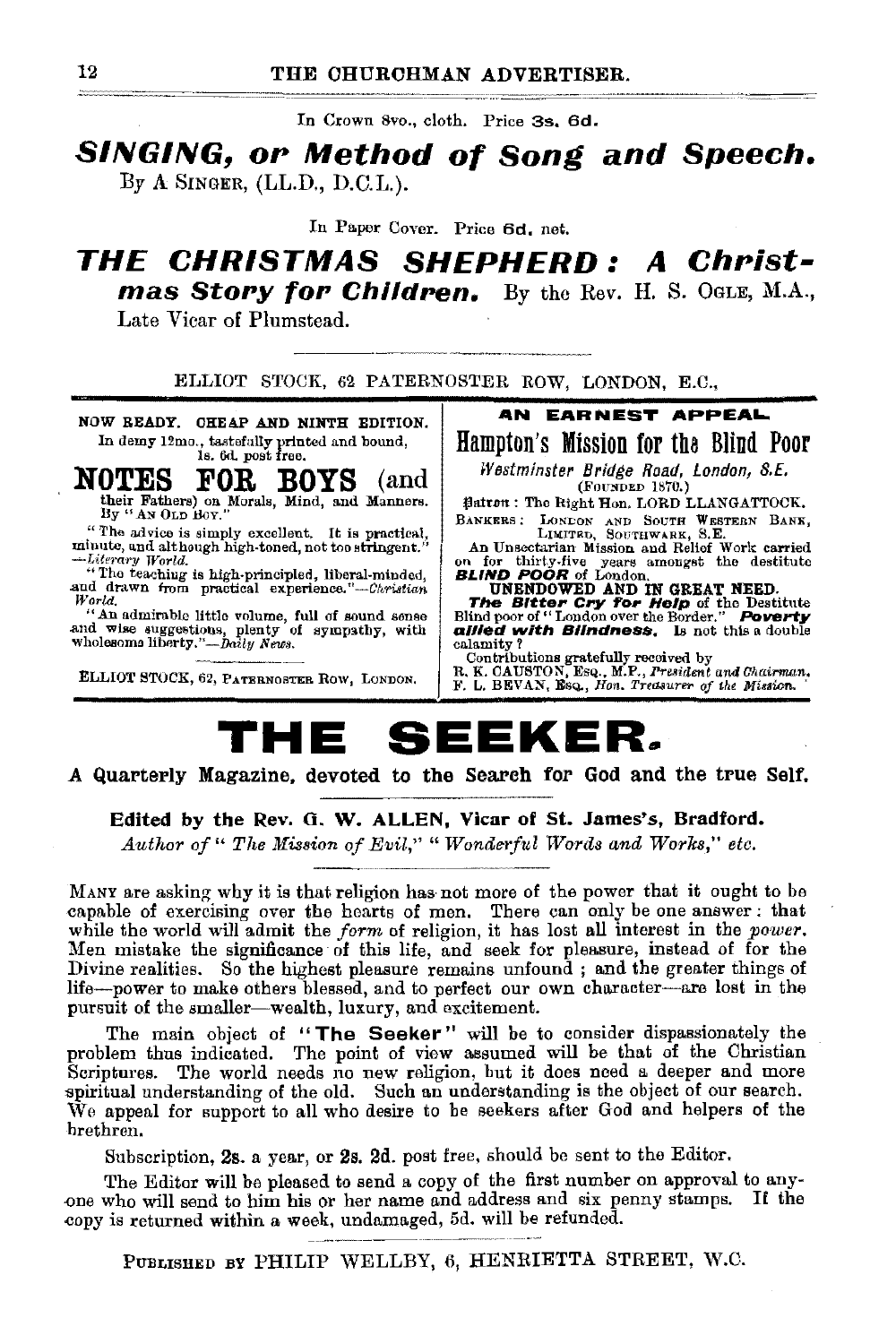In Crown 8vo., cloth. Price **3s. 6d.**

## *SINGING, or Method of Song and Speech.*

By A SINGER, (LL.D., D.C.L.).

In Paper Cover. Price **6d.** net.

## *THE CHRISTMAS SHEPHERD: A Christmas Story for Children.*

By the Rev. H. S. OGLE, M.A., Late Vicar of Plumstead.

ELLIOT STOCK, 62 PATERNOSTER ROW, LONDON, E.C.,

---

NOW READY. CHEAP AND NINTH EDITION.

In demy 12mo., tastefully printed and bound, 1s. 6d. post free.

## NOTES FOR BOYS (and their Fathers) on Morals, Mind, and Manners.

By "AN OLD BOY."

"The advice is simply excellent. It is practical, minute, and although high-toned, not too stringent."—*Literary World.*

"The teaching is high-principled, liberal-minded, and drawn from practical experience."—*Christian World.*

"An admirable little volume, full of sound sense and wise suggestions, plenty of sympathy, with wholesome liberty."—*Daily News.*

ELLIOT STOCK, 62, PATERNOSTER ROW, LONDON.

---

**AN EARNEST APPEAL.**

## Hampton's Mission for the Blind Poor

*Westminster Bridge Road, London, S.E.*
(FOUNDED 1870.)

Patron: The Right Hon. LORD LLANGATTOCK.

BANKERS: LONDON AND SOUTH WESTERN BANK, LIMITED, SOUTHWARK, S.E.

An Unsectarian Mission and Relief Work carried on for thirty-five years amongst the destitute ***BLIND POOR*** of London.

**UNENDOWED AND IN GREAT NEED.**

***The Bitter Cry for Help*** of the Destitute Blind poor of "London over the Border." ***Poverty allied with Blindness.*** Is not this a double calamity?

Contributions gratefully received by
R. K. CAUSTON, ESQ., M.P., *President and Chairman.*
F. L. BEVAN, ESQ., *Hon. Treasurer of the Mission.*

---

# THE SEEKER.

**A Quarterly Magazine, devoted to the Search for God and the true Self.**

**Edited by the Rev. G. W. ALLEN, Vicar of St. James's, Bradford.**

*Author of "The Mission of Evil," "Wonderful Words and Works," etc.*

MANY are asking why it is that religion has not more of the power that it ought to be capable of exercising over the hearts of men. There can only be one answer: that while the world will admit the *form* of religion, it has lost all interest in the *power*. Men mistake the significance of this life, and seek for pleasure, instead of for the Divine realities. So the highest pleasure remains unfound; and the greater things of life—power to make others blessed, and to perfect our own character—are lost in the pursuit of the smaller—wealth, luxury, and excitement.

The main object of "**The Seeker**" will be to consider dispassionately the problem thus indicated. The point of view assumed will be that of the Christian Scriptures. The world needs no new religion, but it does need a deeper and more spiritual understanding of the old. Such an understanding is the object of our search. We appeal for support to all who desire to be seekers after God and helpers of the brethren.

Subscription, **2s.** a year, or **2s. 2d.** post free, should be sent to the Editor.

The Editor will be pleased to send a copy of the first number on approval to anyone who will send to him his or her name and address and six penny stamps. If the copy is returned within a week, undamaged, 5d. will be refunded.

PUBLISHED BY PHILIP WELLBY, 6, HENRIETTA STREET, W.C.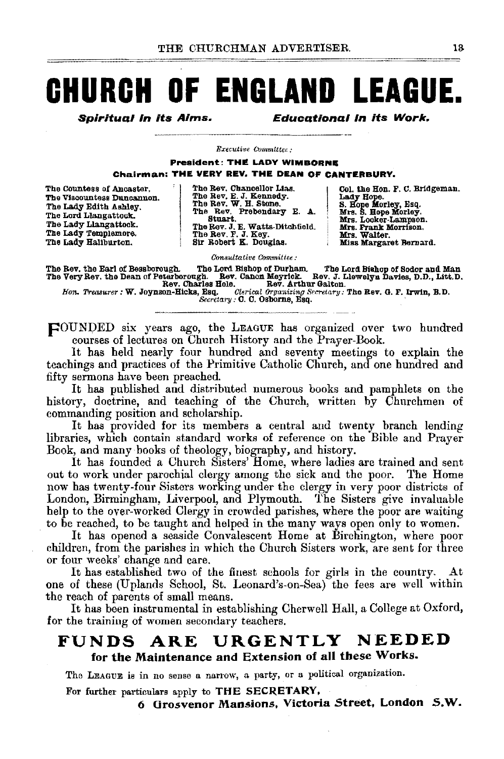# CHURCH OF ENGLAND LEAGUE.

***Spiritual in its Aims.*** ***Educational in its Work.***

*Executive Committee:*

**President: THE LADY WIMBORNE**

**Chairman: THE VERY REV. THE DEAN OF CANTERBURY.**

The Countess of Ancaster.
The Viscountess Duncannon.
The Lady Edith Ashley.
The Lord Llangattock.
The Lady Llangattock.
The Lady Templemore.
The Lady Haliburton.

The Rev. Chancellor Lias.
The Rev. E. J. Kennedy.
The Rev. W. H. Stone.
The Rev. Prebendary E. A. Stuart.
The Rev. J. E. Watts-Ditchfield.
The Rev. F. J. Key.
Sir Robert K. Douglas.

Col. the Hon. F. C. Bridgeman.
Lady Hope.
S. Hope Morley, Esq.
Mrs. S. Hope Morley.
Mrs. Looker-Lampson.
Mrs. Frank Morrison.
Mrs. Walter.
Miss Margaret Bernard.

*Consultative Committee:*

The Rev. the Earl of Bessborough. The Lord Bishop of Durham. The Lord Bishop of Sodor and Man
The Very Rev. the Dean of Peterborough. Rev. Canon Meyrick. Rev. J. Llewelyn Davies, D.D., Litt.D.
Rev. Charles Hole. Rev. Arthur Galton.

*Hon. Treasurer:* W. Joynson-Hicks, Esq. *Clerical Organizing Secretary:* The Rev. G. F. Irwin, B.D.
*Secretary:* C. C. Osborne, Esq.

FOUNDED six years ago, the LEAGUE has organized over two hundred courses of lectures on Church History and the Prayer-Book.

It has held nearly four hundred and seventy meetings to explain the teachings and practices of the Primitive Catholic Church, and one hundred and fifty sermons have been preached.

It has published and distributed numerous books and pamphlets on the history, doctrine, and teaching of the Church, written by Churchmen of commanding position and scholarship.

It has provided for its members a central and twenty branch lending libraries, which contain standard works of reference on the Bible and Prayer Book, and many books of theology, biography, and history.

It has founded a Church Sisters' Home, where ladies are trained and sent out to work under parochial clergy among the sick and the poor. The Home now has twenty-four Sisters working under the clergy in very poor districts of London, Birmingham, Liverpool, and Plymouth. The Sisters give invaluable help to the over-worked Clergy in crowded parishes, where the poor are waiting to be reached, to be taught and helped in the many ways open only to women.

It has opened a seaside Convalescent Home at Birchington, where poor children, from the parishes in which the Church Sisters work, are sent for three or four weeks' change and care.

It has established two of the finest schools for girls in the country. At one of these (Uplands School, St. Leonard's-on-Sea) the fees are well within the reach of parents of small means.

It has been instrumental in establishing Cherwell Hall, a College at Oxford, for the training of women secondary teachers.

## FUNDS ARE URGENTLY NEEDED

**for the Maintenance and Extension of all these Works.**

The LEAGUE is in no sense a narrow, a party, or a political organization.

For further particulars apply to **THE SECRETARY,**
**6 Grosvenor Mansions, Victoria Street, London S.W.**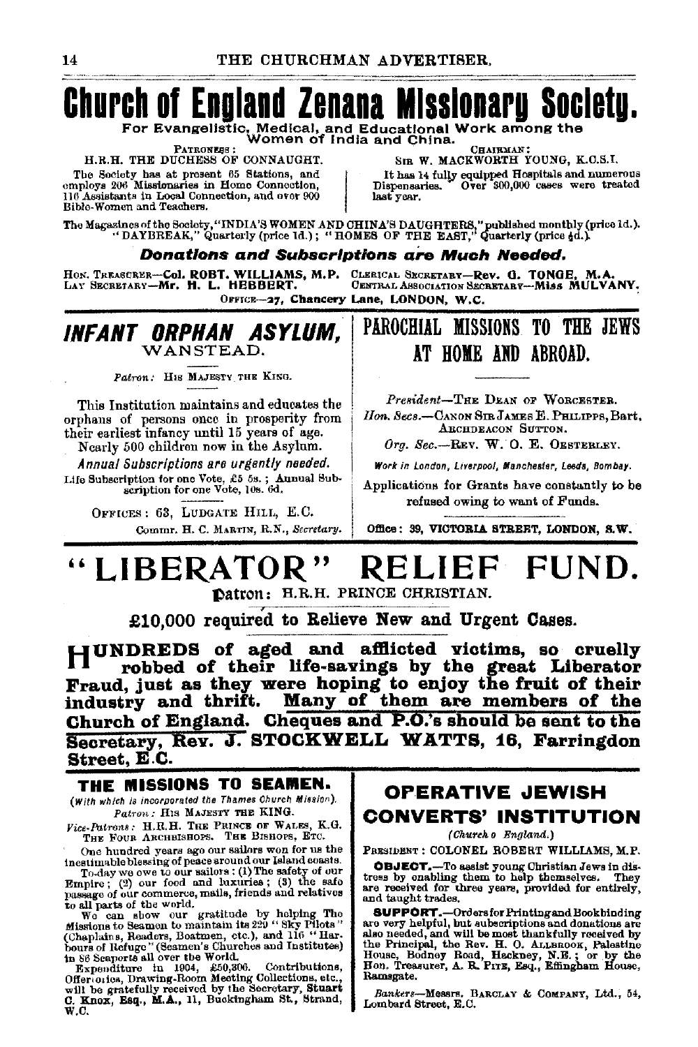# Church of England Zenana Missionary Society.

**For Evangelistic, Medical, and Educational Work among the Women of India and China.**

PATRONESS: H.R.H. THE DUCHESS OF CONNAUGHT.

The Society has at present 65 Stations, and employs 206 Missionaries in Home Connection, 116 Assistants in Local Connection, and over 900 Bible-Women and Teachers.

CHAIRMAN: SIR W. MACKWORTH YOUNG, K.C.S.I.

It has 14 fully equipped Hospitals and numerous Dispensaries. Over 300,000 cases were treated last year.

The Magazines of the Society, "INDIA'S WOMEN AND CHINA'S DAUGHTERS," published monthly (price 1d.). "DAYBREAK," Quarterly (price 1d.); "HOMES OF THE EAST," Quarterly (price ½d.).

***Donations and Subscriptions are Much Needed.***

HON. TREASURER—**Col. ROBT. WILLIAMS, M.P.** CLERICAL SECRETARY—**Rev. G. TONGE, M.A.**
LAY SECRETARY—**Mr. H. L. HEBBERT.** CENTRAL ASSOCIATION SECRETARY—**Miss MULVANY.**

OFFICE—**27, Chancery Lane, LONDON, W.C.**

---

## *INFANT ORPHAN ASYLUM,*
### WANSTEAD.

*Patron:* HIS MAJESTY THE KING.

This Institution maintains and educates the orphans of persons once in prosperity from their earliest infancy until 15 years of age.

Nearly 500 children now in the Asylum.

*Annual Subscriptions are urgently needed.*

Life Subscription for one Vote, £5 5s.; Annual Subscription for one Vote, 10s. 6d.

OFFICES: 63, LUDGATE HILL, E.C.

Commr. H. C. MARTIN, R.N., *Secretary.*

---

## PAROCHIAL MISSIONS TO THE JEWS AT HOME AND ABROAD.

*President*—THE DEAN OF WORCESTER.

*Hon. Secs.*—CANON SIR JAMES E. PHILIPPS, Bart. ARCHDEACON SUTTON.

*Org. Sec.*—REV. W. O. E. OESTERLEY.

*Work in London, Liverpool, Manchester, Leeds, Bombay.*

Applications for Grants have constantly to be refused owing to want of Funds.

Office: 39, VICTORIA STREET, LONDON, S.W.

---

# "LIBERATOR" RELIEF FUND.

**Patron:** H.R.H. PRINCE CHRISTIAN.

**£10,000 required to Relieve New and Urgent Cases.**

**HUNDREDS of aged and afflicted victims, so cruelly robbed of their life-savings by the great Liberator Fraud, just as they were hoping to enjoy the fruit of their industry and thrift. Many of them are members of the Church of England. Cheques and P.O.'s should be sent to the Secretary, Rev. J. STOCKWELL WATTS, 16, Farringdon Street, E.C.**

---

## THE MISSIONS TO SEAMEN.

*(With which is incorporated the Thames Church Mission).*

*Patron:* HIS MAJESTY THE KING.

*Vice-Patrons:* H.R.H. THE PRINCE OF WALES, K.G. THE FOUR ARCHBISHOPS. THE BISHOPS, ETC.

One hundred years ago our sailors won for us the inestimable blessing of peace around our Island coasts.

To-day we owe to our sailors: (1) The safety of our Empire; (2) our food and luxuries; (3) the safe passage of our commerce, mails, friends and relatives to all parts of the world.

We can show our gratitude by helping The Missions to Seamen to maintain its 229 "Sky Pilots" (Chaplains, Readers, Boatmen, etc.), and 116 "Harbours of Refuge" (Seamen's Churches and Institutes) in 86 Seaports all over the World.

Expenditure in 1904, £50,306. Contributions, Offertories, Drawing-Room Meeting Collections, etc., will be gratefully received by the Secretary, **Stuart C. Knox, Esq., M.A.,** 11, Buckingham St., Strand, W.C.

---

## OPERATIVE JEWISH CONVERTS' INSTITUTION

*(Church o England.)*

PRESIDENT: COLONEL ROBERT WILLIAMS, M.P.

**OBJECT.**—To assist young Christian Jews in distress by enabling them to help themselves. They are received for three years, provided for entirely, and taught trades.

**SUPPORT.**—Orders for Printing and Bookbinding are very helpful, but subscriptions and donations are also needed, and will be most thankfully received by the Principal, the Rev. H. O. ALLBROOK, Palestine House, Bodney Road, Hackney, N.E.; or by the Hon. Treasurer, A. R. PITE, Esq., Effingham House, Ramsgate.

*Bankers*—Messrs. BARCLAY & COMPANY, Ltd., 54, Lombard Street, E.C.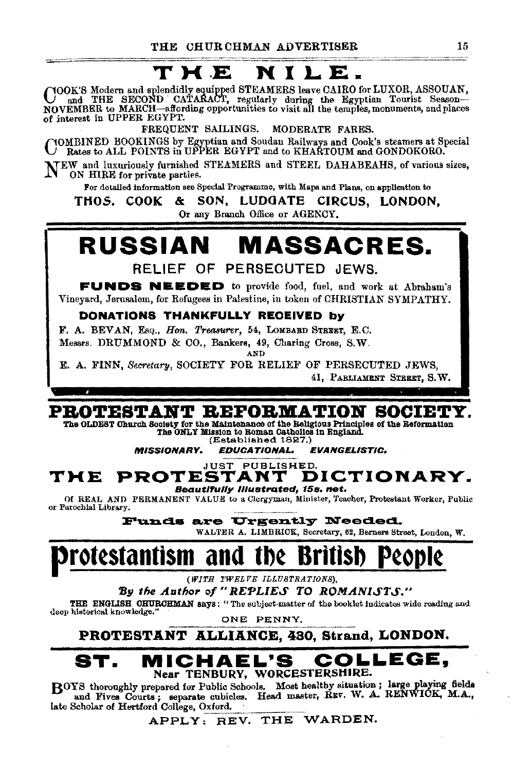# THE NILE.

COOK'S Modern and splendidly equipped STEAMERS leave CAIRO for LUXOR, ASSOUAN, and THE SECOND CATARACT, regularly during the Egyptian Tourist Season—NOVEMBER to MARCH—affording opportunities to visit all the temples, monuments, and places of interest in UPPER EGYPT.

FREQUENT SAILINGS. MODERATE FARES.

COMBINED BOOKINGS by Egyptian and Soudan Railways and Cook's steamers at Special Rates to ALL POINTS in UPPER EGYPT and to KHARTOUM and GONDOKORO.

NEW and luxuriously furnished STEAMERS and STEEL DAHABEAHS, of various sizes, ON HIRE for private parties.

For detailed information see Special Programme, with Maps and Plans, on application to

**THOS. COOK & SON, LUDGATE CIRCUS, LONDON,**

Or any Branch Office or AGENCY.

---

# RUSSIAN MASSACRES.

## RELIEF OF PERSECUTED JEWS.

**FUNDS NEEDED** to provide food, fuel, and work at Abraham's Vineyard, Jerusalem, for Refugees in Palestine, in token of CHRISTIAN SYMPATHY.

**DONATIONS THANKFULLY RECEIVED by**

F. A. BEVAN, Esq., *Hon. Treasurer*, 54, LOMBARD STREET, E.C.

Messrs. DRUMMOND & CO., Bankers, 49, Charing Cross, S.W.

AND

E. A. FINN, *Secretary*, SOCIETY FOR RELIEF OF PERSECUTED JEWS, 41, PARLIAMENT STREET, S.W.

---

# PROTESTANT REFORMATION SOCIETY.

**The OLDEST Church Society for the Maintenance of the Religious Principles of the Reformation**
**The ONLY Mission to Roman Catholics in England.**
(Established 1827.)

***MISSIONARY. EDUCATIONAL. EVANGELISTIC.***

JUST PUBLISHED.

## THE PROTESTANT DICTIONARY.

***Beautifully Illustrated, 15s. net.***

Of REAL AND PERMANENT VALUE to a Clergyman, Minister, Teacher, Protestant Worker, Public or Parochial Library.

**Funds are Urgently Needed.**

WALTER A. LIMBRICK, Secretary, 62, Berners Street, London, W.

---

# Protestantism and the British People

*(WITH TWELVE ILLUSTRATIONS),*

***By the Author of "REPLIES TO ROMANISTS."***

THE ENGLISH CHURCHMAN says: "The subject-matter of the booklet indicates wide reading and deep historical knowledge."

ONE PENNY.

**PROTESTANT ALLIANCE, 430, Strand, LONDON.**

---

# ST. MICHAEL'S COLLEGE,

**Near TENBURY, WORCESTERSHIRE.**

BOYS thoroughly prepared for Public Schools. Most healthy situation; large playing fields and Fives Courts; separate cubicles. Head master, REV. W. A. RENWICK, M.A., late Scholar of Hertford College, Oxford.

APPLY: REV. THE WARDEN.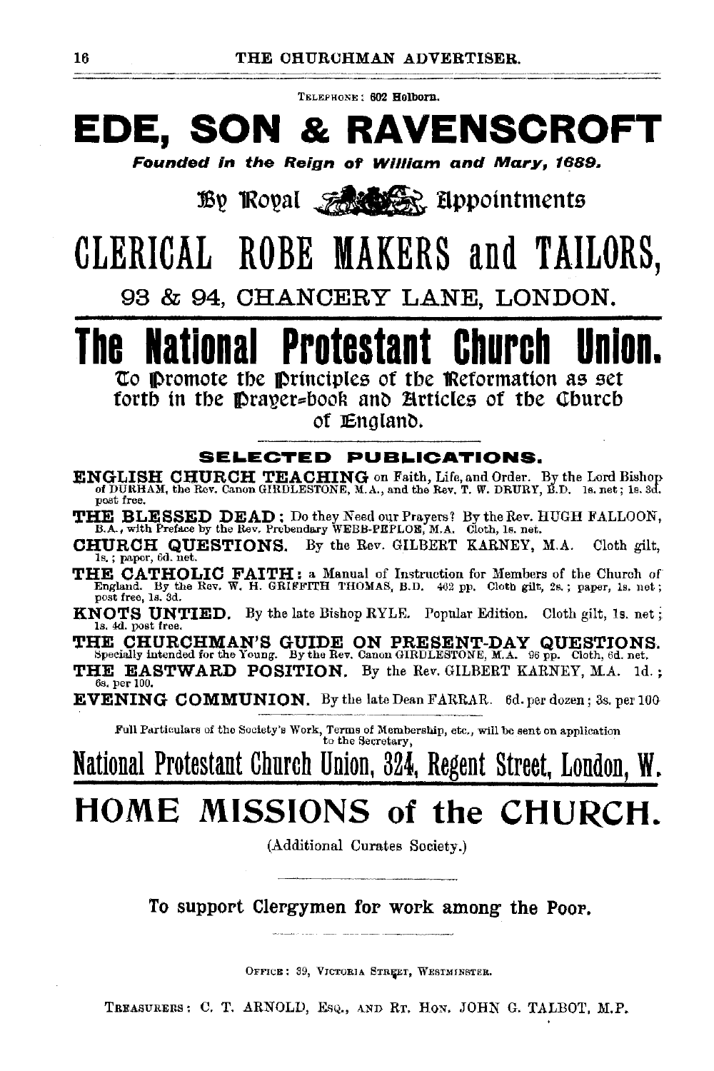TELEPHONE: 602 Holborn.

# EDE, SON & RAVENSCROFT

***Founded in the Reign of William and Mary, 1689.***

By Royal Appointments

# CLERICAL ROBE MAKERS and TAILORS,

## 93 & 94, CHANCERY LANE, LONDON.

# The National Protestant Church Union.

To Promote the Principles of the Reformation as set forth in the Prayer-book and Articles of the Church of England.

### SELECTED PUBLICATIONS.

**ENGLISH CHURCH TEACHING** on Faith, Life, and Order. By the Lord Bishop of DURHAM, the Rev. Canon GIRDLESTONE, M.A., and the Rev. T. W. DRURY, B.D. 1s. net; 1s. 3d. post free.

**THE BLESSED DEAD;** Do they Need our Prayers? By the Rev. HUGH FALLOON, B.A., with Preface by the Rev. Prebendary WEBB-PEPLOE, M.A. Cloth, 1s. net.

**CHURCH QUESTIONS.** By the Rev. GILBERT KARNEY, M.A. Cloth gilt, 1s.; paper, 6d. net.

**THE CATHOLIC FAITH:** a Manual of Instruction for Members of the Church of England. By the Rev. W. H. GRIFFITH THOMAS, B.D. 402 pp. Cloth gilt, 2s.; paper, 1s. net; post free, 1s. 3d.

**KNOTS UNTIED.** By the late Bishop RYLE. Popular Edition. Cloth gilt, 1s. net; 1s. 4d. post free.

**THE CHURCHMAN'S GUIDE ON PRESENT-DAY QUESTIONS.** Specially intended for the Young. By the Rev. Canon GIRDLESTONE, M.A. 96 pp. Cloth, 6d. net.

**THE EASTWARD POSITION.** By the Rev. GILBERT KARNEY, M.A. 1d.; 6s. per 100.

**EVENING COMMUNION.** By the late Dean FARRAR. 6d. per dozen; 3s. per 100

Full Particulars of the Society's Work, Terms of Membership, etc., will be sent on application to the Secretary,

## National Protestant Church Union, 324, Regent Street, London, W.

# HOME MISSIONS of the CHURCH.

(Additional Curates Society.)

**To support Clergymen for work among the Poor.**

OFFICE: 39, VICTORIA STREET, WESTMINSTER.

TREASURERS: C. T. ARNOLD, ESQ., AND RT. HON. JOHN G. TALBOT, M.P.